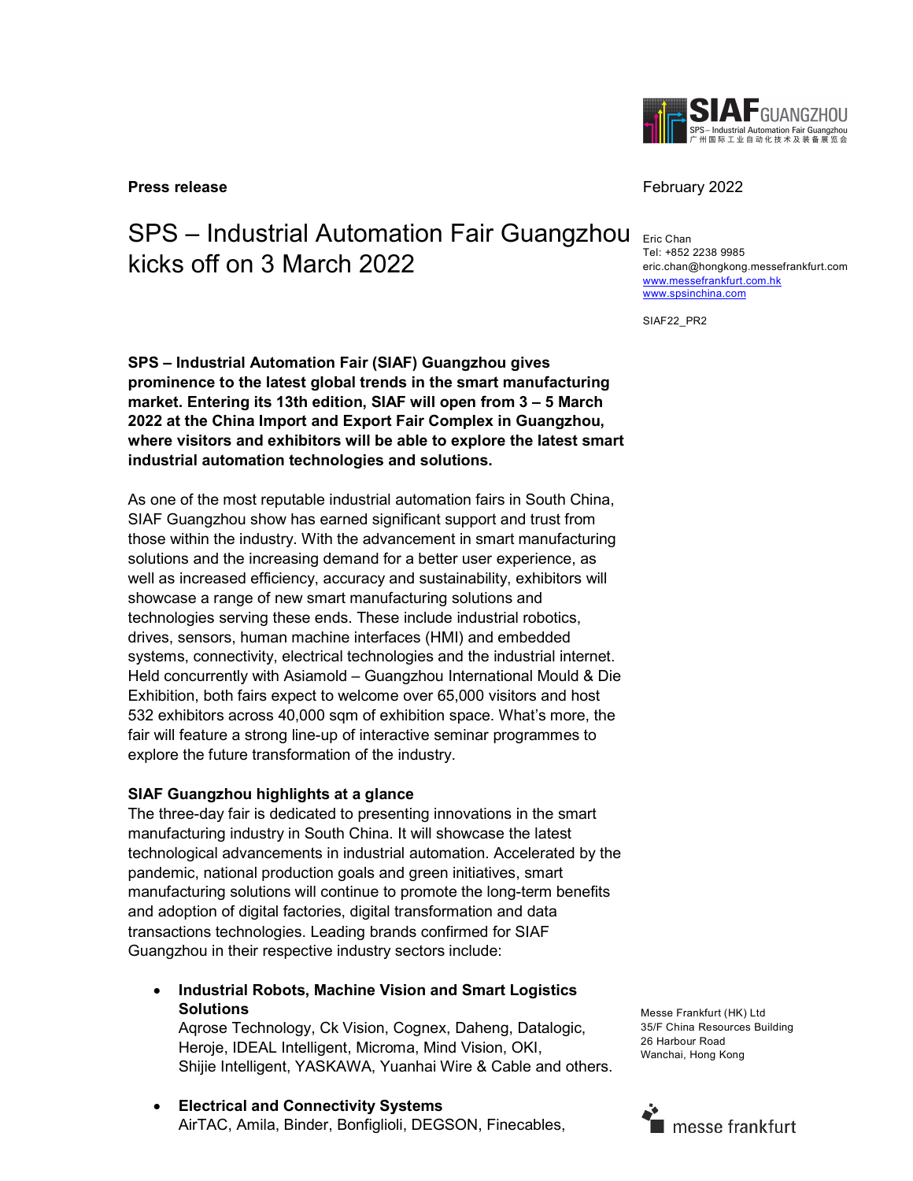**Press release**

February 2022

# SPS – Industrial Automation Fair Guangzhou kicks off on 3 March 2022

Eric Chan
Tel: +852 2238 9985
eric.chan@hongkong.messefrankfurt.com
www.messefrankfurt.com.hk
www.spsinchina.com

SIAF22_PR2

**SPS – Industrial Automation Fair (SIAF) Guangzhou gives prominence to the latest global trends in the smart manufacturing market. Entering its 13th edition, SIAF will open from 3 – 5 March 2022 at the China Import and Export Fair Complex in Guangzhou, where visitors and exhibitors will be able to explore the latest smart industrial automation technologies and solutions.**

As one of the most reputable industrial automation fairs in South China, SIAF Guangzhou show has earned significant support and trust from those within the industry. With the advancement in smart manufacturing solutions and the increasing demand for a better user experience, as well as increased efficiency, accuracy and sustainability, exhibitors will showcase a range of new smart manufacturing solutions and technologies serving these ends. These include industrial robotics, drives, sensors, human machine interfaces (HMI) and embedded systems, connectivity, electrical technologies and the industrial internet. Held concurrently with Asiamold – Guangzhou International Mould & Die Exhibition, both fairs expect to welcome over 65,000 visitors and host 532 exhibitors across 40,000 sqm of exhibition space. What's more, the fair will feature a strong line-up of interactive seminar programmes to explore the future transformation of the industry.

**SIAF Guangzhou highlights at a glance**
The three-day fair is dedicated to presenting innovations in the smart manufacturing industry in South China. It will showcase the latest technological advancements in industrial automation. Accelerated by the pandemic, national production goals and green initiatives, smart manufacturing solutions will continue to promote the long-term benefits and adoption of digital factories, digital transformation and data transactions technologies. Leading brands confirmed for SIAF Guangzhou in their respective industry sectors include:

- **Industrial Robots, Machine Vision and Smart Logistics Solutions**
  Aqrose Technology, Ck Vision, Cognex, Daheng, Datalogic, Heroje, IDEAL Intelligent, Microma, Mind Vision, OKI, Shijie Intelligent, YASKAWA, Yuanhai Wire & Cable and others.

- **Electrical and Connectivity Systems**
  AirTAC, Amila, Binder, Bonfiglioli, DEGSON, Finecables,

Messe Frankfurt (HK) Ltd
35/F China Resources Building
26 Harbour Road
Wanchai, Hong Kong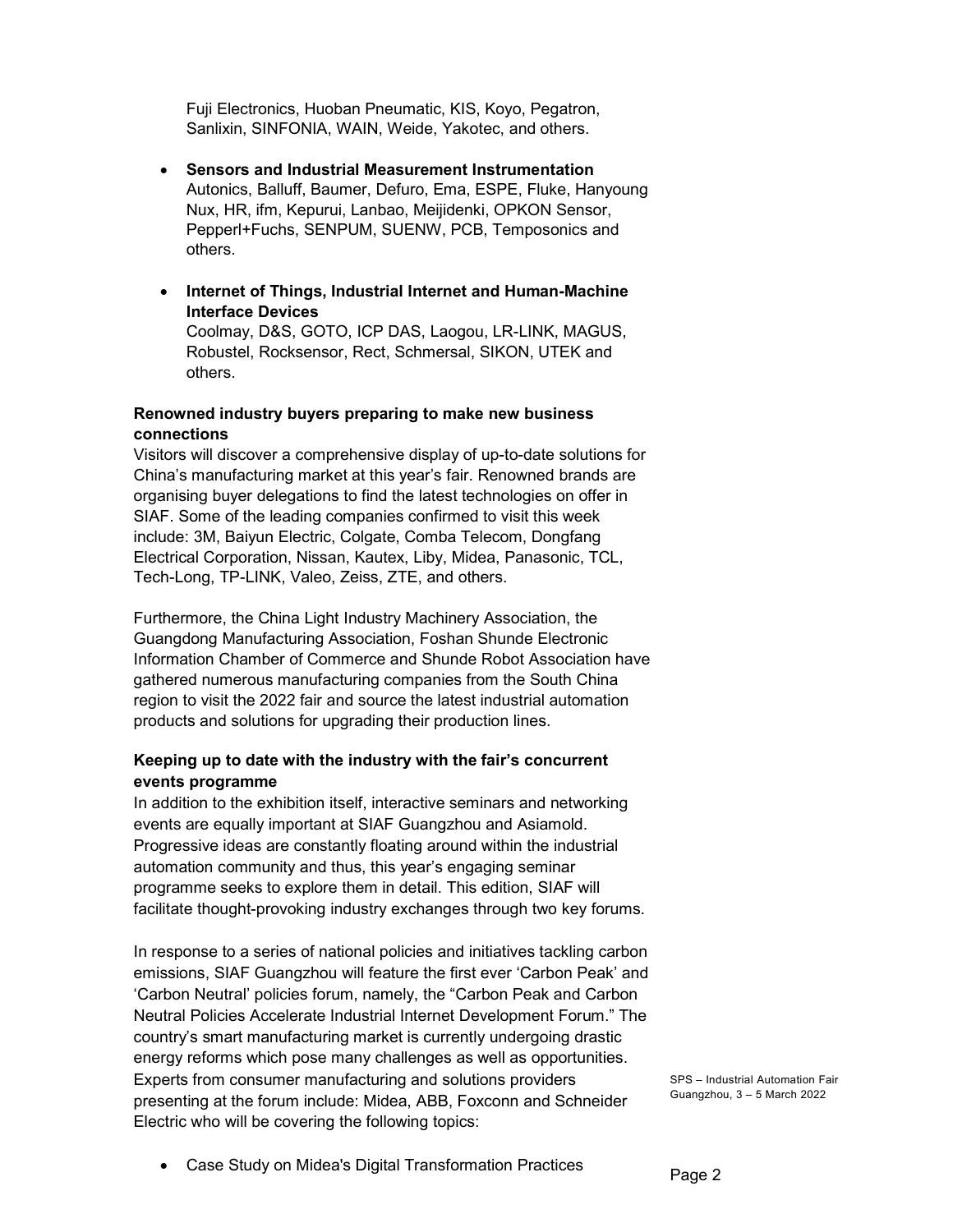Fuji Electronics, Huoban Pneumatic, KIS, Koyo, Pegatron, Sanlixin, SINFONIA, WAIN, Weide, Yakotec, and others.

- **Sensors and Industrial Measurement Instrumentation**
  Autonics, Balluff, Baumer, Defuro, Ema, ESPE, Fluke, Hanyoung Nux, HR, ifm, Kepurui, Lanbao, Meijidenki, OPKON Sensor, Pepperl+Fuchs, SENPUM, SUENW, PCB, Temposonics and others.

- **Internet of Things, Industrial Internet and Human-Machine Interface Devices**
  Coolmay, D&S, GOTO, ICP DAS, Laogou, LR-LINK, MAGUS, Robustel, Rocksensor, Rect, Schmersal, SIKON, UTEK and others.

**Renowned industry buyers preparing to make new business connections**

Visitors will discover a comprehensive display of up-to-date solutions for China's manufacturing market at this year's fair. Renowned brands are organising buyer delegations to find the latest technologies on offer in SIAF. Some of the leading companies confirmed to visit this week include: 3M, Baiyun Electric, Colgate, Comba Telecom, Dongfang Electrical Corporation, Nissan, Kautex, Liby, Midea, Panasonic, TCL, Tech-Long, TP-LINK, Valeo, Zeiss, ZTE, and others.

Furthermore, the China Light Industry Machinery Association, the Guangdong Manufacturing Association, Foshan Shunde Electronic Information Chamber of Commerce and Shunde Robot Association have gathered numerous manufacturing companies from the South China region to visit the 2022 fair and source the latest industrial automation products and solutions for upgrading their production lines.

**Keeping up to date with the industry with the fair's concurrent events programme**

In addition to the exhibition itself, interactive seminars and networking events are equally important at SIAF Guangzhou and Asiamold. Progressive ideas are constantly floating around within the industrial automation community and thus, this year's engaging seminar programme seeks to explore them in detail. This edition, SIAF will facilitate thought-provoking industry exchanges through two key forums.

In response to a series of national policies and initiatives tackling carbon emissions, SIAF Guangzhou will feature the first ever 'Carbon Peak' and 'Carbon Neutral' policies forum, namely, the "Carbon Peak and Carbon Neutral Policies Accelerate Industrial Internet Development Forum." The country's smart manufacturing market is currently undergoing drastic energy reforms which pose many challenges as well as opportunities. Experts from consumer manufacturing and solutions providers presenting at the forum include: Midea, ABB, Foxconn and Schneider Electric who will be covering the following topics:

- Case Study on Midea's Digital Transformation Practices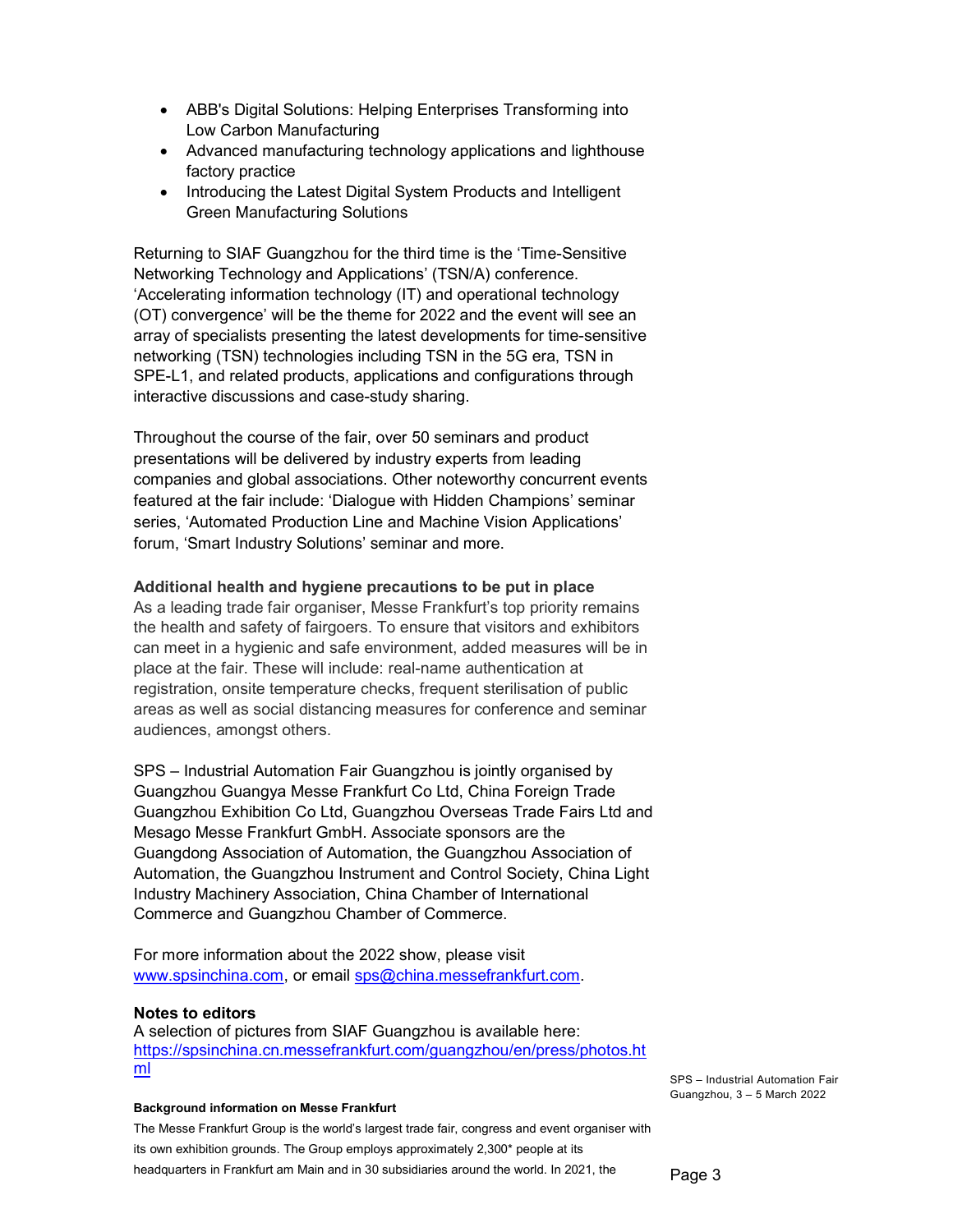- ABB's Digital Solutions: Helping Enterprises Transforming into Low Carbon Manufacturing
- Advanced manufacturing technology applications and lighthouse factory practice
- Introducing the Latest Digital System Products and Intelligent Green Manufacturing Solutions

Returning to SIAF Guangzhou for the third time is the 'Time-Sensitive Networking Technology and Applications' (TSN/A) conference. 'Accelerating information technology (IT) and operational technology (OT) convergence' will be the theme for 2022 and the event will see an array of specialists presenting the latest developments for time-sensitive networking (TSN) technologies including TSN in the 5G era, TSN in SPE-L1, and related products, applications and configurations through interactive discussions and case-study sharing.

Throughout the course of the fair, over 50 seminars and product presentations will be delivered by industry experts from leading companies and global associations. Other noteworthy concurrent events featured at the fair include: 'Dialogue with Hidden Champions' seminar series, 'Automated Production Line and Machine Vision Applications' forum, 'Smart Industry Solutions' seminar and more.

**Additional health and hygiene precautions to be put in place**

As a leading trade fair organiser, Messe Frankfurt's top priority remains the health and safety of fairgoers. To ensure that visitors and exhibitors can meet in a hygienic and safe environment, added measures will be in place at the fair. These will include: real-name authentication at registration, onsite temperature checks, frequent sterilisation of public areas as well as social distancing measures for conference and seminar audiences, amongst others.

SPS – Industrial Automation Fair Guangzhou is jointly organised by Guangzhou Guangya Messe Frankfurt Co Ltd, China Foreign Trade Guangzhou Exhibition Co Ltd, Guangzhou Overseas Trade Fairs Ltd and Mesago Messe Frankfurt GmbH. Associate sponsors are the Guangdong Association of Automation, the Guangzhou Association of Automation, the Guangzhou Instrument and Control Society, China Light Industry Machinery Association, China Chamber of International Commerce and Guangzhou Chamber of Commerce.

For more information about the 2022 show, please visit www.spsinchina.com, or email sps@china.messefrankfurt.com.

**Notes to editors**

A selection of pictures from SIAF Guangzhou is available here: https://spsinchina.cn.messefrankfurt.com/guangzhou/en/press/photos.html

**Background information on Messe Frankfurt**

The Messe Frankfurt Group is the world's largest trade fair, congress and event organiser with its own exhibition grounds. The Group employs approximately 2,300* people at its headquarters in Frankfurt am Main and in 30 subsidiaries around the world. In 2021, the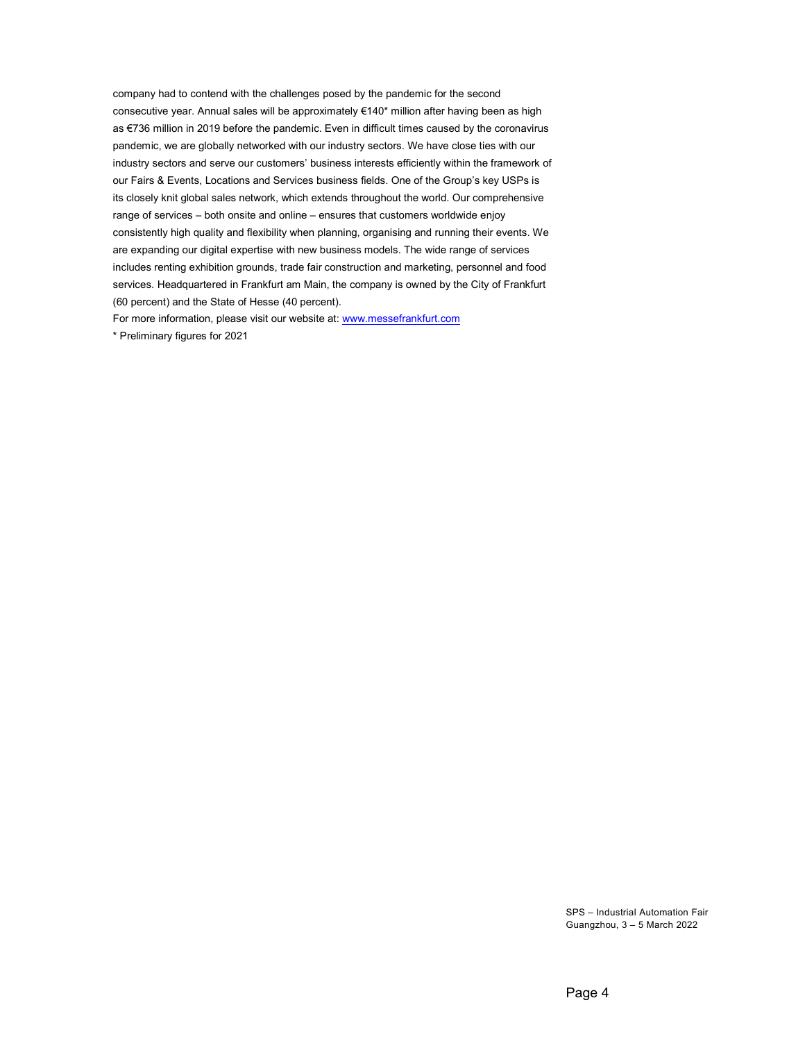company had to contend with the challenges posed by the pandemic for the second consecutive year. Annual sales will be approximately €140* million after having been as high as €736 million in 2019 before the pandemic. Even in difficult times caused by the coronavirus pandemic, we are globally networked with our industry sectors. We have close ties with our industry sectors and serve our customers' business interests efficiently within the framework of our Fairs & Events, Locations and Services business fields. One of the Group's key USPs is its closely knit global sales network, which extends throughout the world. Our comprehensive range of services – both onsite and online – ensures that customers worldwide enjoy consistently high quality and flexibility when planning, organising and running their events. We are expanding our digital expertise with new business models. The wide range of services includes renting exhibition grounds, trade fair construction and marketing, personnel and food services. Headquartered in Frankfurt am Main, the company is owned by the City of Frankfurt (60 percent) and the State of Hesse (40 percent).

For more information, please visit our website at: [www.messefrankfurt.com](http://www.messefrankfurt.com)

\* Preliminary figures for 2021